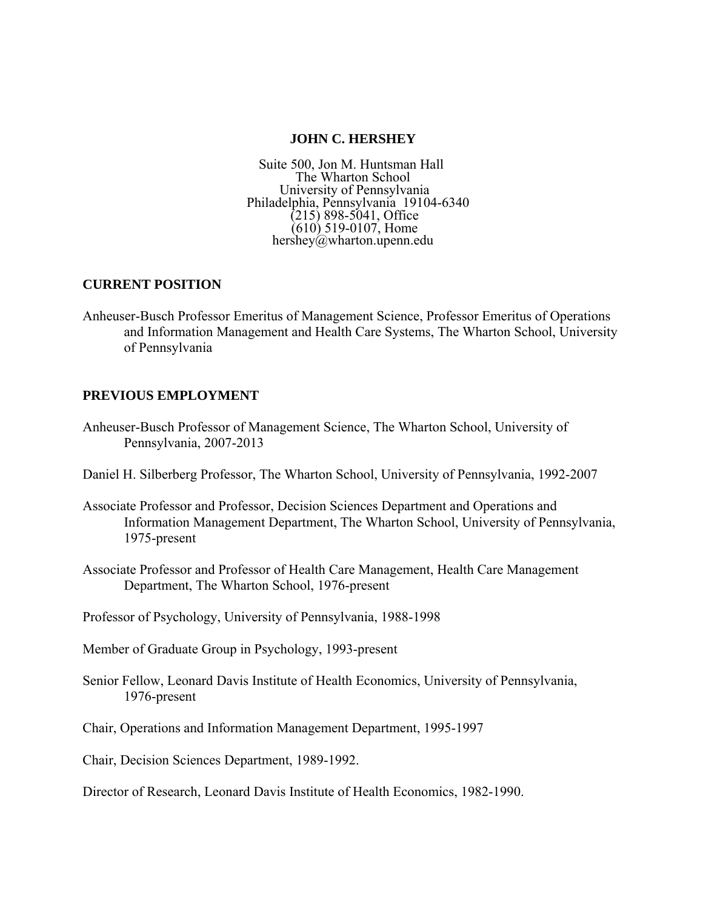# JOHN C. HERSHEY

Suite 500, Jon M. Huntsman Hall  
The Wharton School  
University of Pennsylvania  
Philadelphia, Pennsylvania 19104-6340  
(215) 898-5041, Office  
(610) 519-0107, Home  
hershey@wharton.upenn.edu

## CURRENT POSITION

Anheuser-Busch Professor Emeritus of Management Science, Professor Emeritus of Operations and Information Management and Health Care Systems, The Wharton School, University of Pennsylvania

## PREVIOUS EMPLOYMENT

Anheuser-Busch Professor of Management Science, The Wharton School, University of Pennsylvania, 2007-2013

Daniel H. Silberberg Professor, The Wharton School, University of Pennsylvania, 1992-2007

Associate Professor and Professor, Decision Sciences Department and Operations and Information Management Department, The Wharton School, University of Pennsylvania, 1975-present

Associate Professor and Professor of Health Care Management, Health Care Management Department, The Wharton School, 1976-present

Professor of Psychology, University of Pennsylvania, 1988-1998

Member of Graduate Group in Psychology, 1993-present

Senior Fellow, Leonard Davis Institute of Health Economics, University of Pennsylvania, 1976-present

Chair, Operations and Information Management Department, 1995-1997

Chair, Decision Sciences Department, 1989-1992.

Director of Research, Leonard Davis Institute of Health Economics, 1982-1990.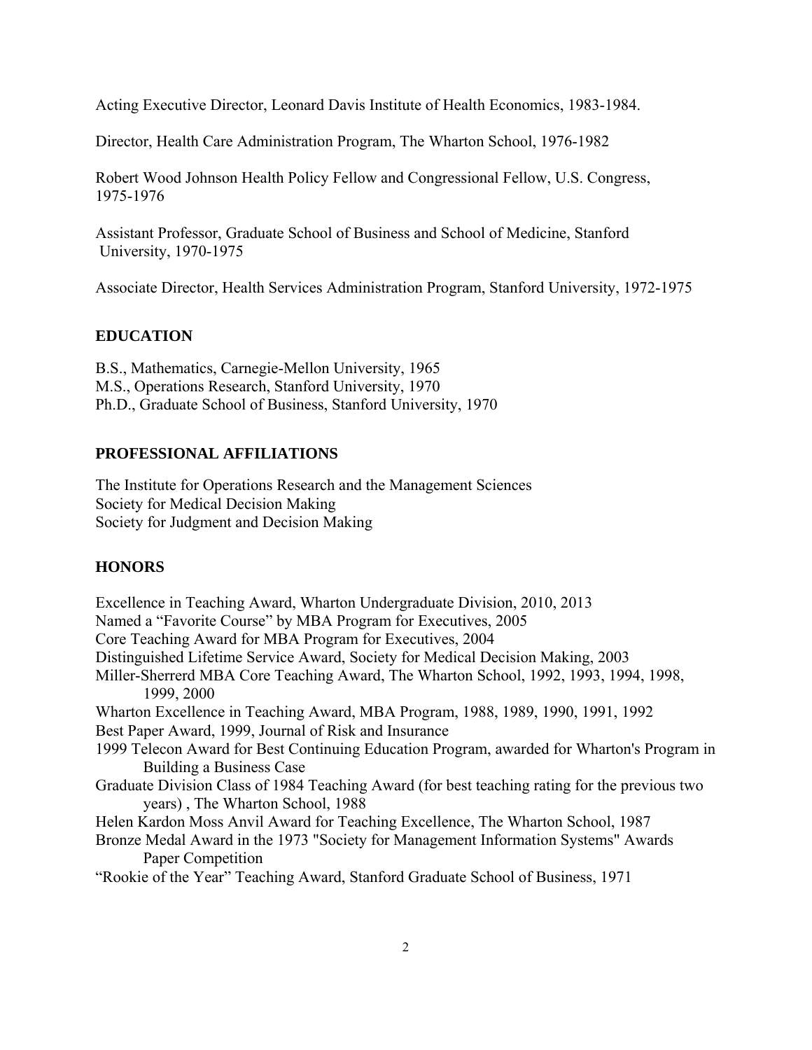Acting Executive Director, Leonard Davis Institute of Health Economics, 1983-1984.

Director, Health Care Administration Program, The Wharton School, 1976-1982

Robert Wood Johnson Health Policy Fellow and Congressional Fellow, U.S. Congress, 1975-1976

Assistant Professor, Graduate School of Business and School of Medicine, Stanford University, 1970-1975

Associate Director, Health Services Administration Program, Stanford University, 1972-1975

## EDUCATION

B.S., Mathematics, Carnegie-Mellon University, 1965
M.S., Operations Research, Stanford University, 1970
Ph.D., Graduate School of Business, Stanford University, 1970

## PROFESSIONAL AFFILIATIONS

The Institute for Operations Research and the Management Sciences
Society for Medical Decision Making
Society for Judgment and Decision Making

## HONORS

Excellence in Teaching Award, Wharton Undergraduate Division, 2010, 2013
Named a "Favorite Course" by MBA Program for Executives, 2005
Core Teaching Award for MBA Program for Executives, 2004
Distinguished Lifetime Service Award, Society for Medical Decision Making, 2003
Miller-Sherrerd MBA Core Teaching Award, The Wharton School, 1992, 1993, 1994, 1998, 1999, 2000
Wharton Excellence in Teaching Award, MBA Program, 1988, 1989, 1990, 1991, 1992
Best Paper Award, 1999, Journal of Risk and Insurance
1999 Telecon Award for Best Continuing Education Program, awarded for Wharton's Program in Building a Business Case
Graduate Division Class of 1984 Teaching Award (for best teaching rating for the previous two years) , The Wharton School, 1988
Helen Kardon Moss Anvil Award for Teaching Excellence, The Wharton School, 1987
Bronze Medal Award in the 1973 "Society for Management Information Systems" Awards Paper Competition
"Rookie of the Year" Teaching Award, Stanford Graduate School of Business, 1971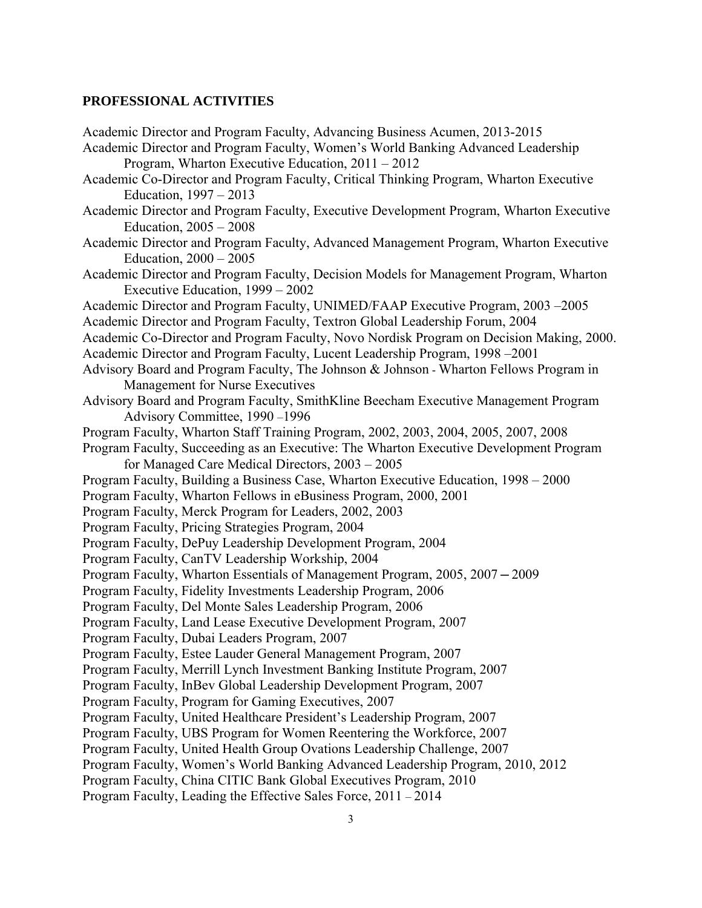## PROFESSIONAL ACTIVITIES

Academic Director and Program Faculty, Advancing Business Acumen, 2013-2015
Academic Director and Program Faculty, Women's World Banking Advanced Leadership Program, Wharton Executive Education, 2011 – 2012
Academic Co-Director and Program Faculty, Critical Thinking Program, Wharton Executive Education, 1997 – 2013
Academic Director and Program Faculty, Executive Development Program, Wharton Executive Education, 2005 – 2008
Academic Director and Program Faculty, Advanced Management Program, Wharton Executive Education, 2000 – 2005
Academic Director and Program Faculty, Decision Models for Management Program, Wharton Executive Education, 1999 – 2002
Academic Director and Program Faculty, UNIMED/FAAP Executive Program, 2003 –2005
Academic Director and Program Faculty, Textron Global Leadership Forum, 2004
Academic Co-Director and Program Faculty, Novo Nordisk Program on Decision Making, 2000.
Academic Director and Program Faculty, Lucent Leadership Program, 1998 –2001
Advisory Board and Program Faculty, The Johnson & Johnson - Wharton Fellows Program in Management for Nurse Executives
Advisory Board and Program Faculty, SmithKline Beecham Executive Management Program Advisory Committee, 1990 –1996
Program Faculty, Wharton Staff Training Program, 2002, 2003, 2004, 2005, 2007, 2008
Program Faculty, Succeeding as an Executive: The Wharton Executive Development Program for Managed Care Medical Directors, 2003 – 2005
Program Faculty, Building a Business Case, Wharton Executive Education, 1998 – 2000
Program Faculty, Wharton Fellows in eBusiness Program, 2000, 2001
Program Faculty, Merck Program for Leaders, 2002, 2003
Program Faculty, Pricing Strategies Program, 2004
Program Faculty, DePuy Leadership Development Program, 2004
Program Faculty, CanTV Leadership Workship, 2004
Program Faculty, Wharton Essentials of Management Program, 2005, 2007 – 2009
Program Faculty, Fidelity Investments Leadership Program, 2006
Program Faculty, Del Monte Sales Leadership Program, 2006
Program Faculty, Land Lease Executive Development Program, 2007
Program Faculty, Dubai Leaders Program, 2007
Program Faculty, Estee Lauder General Management Program, 2007
Program Faculty, Merrill Lynch Investment Banking Institute Program, 2007
Program Faculty, InBev Global Leadership Development Program, 2007
Program Faculty, Program for Gaming Executives, 2007
Program Faculty, United Healthcare President's Leadership Program, 2007
Program Faculty, UBS Program for Women Reentering the Workforce, 2007
Program Faculty, United Health Group Ovations Leadership Challenge, 2007
Program Faculty, Women's World Banking Advanced Leadership Program, 2010, 2012
Program Faculty, China CITIC Bank Global Executives Program, 2010
Program Faculty, Leading the Effective Sales Force, 2011 – 2014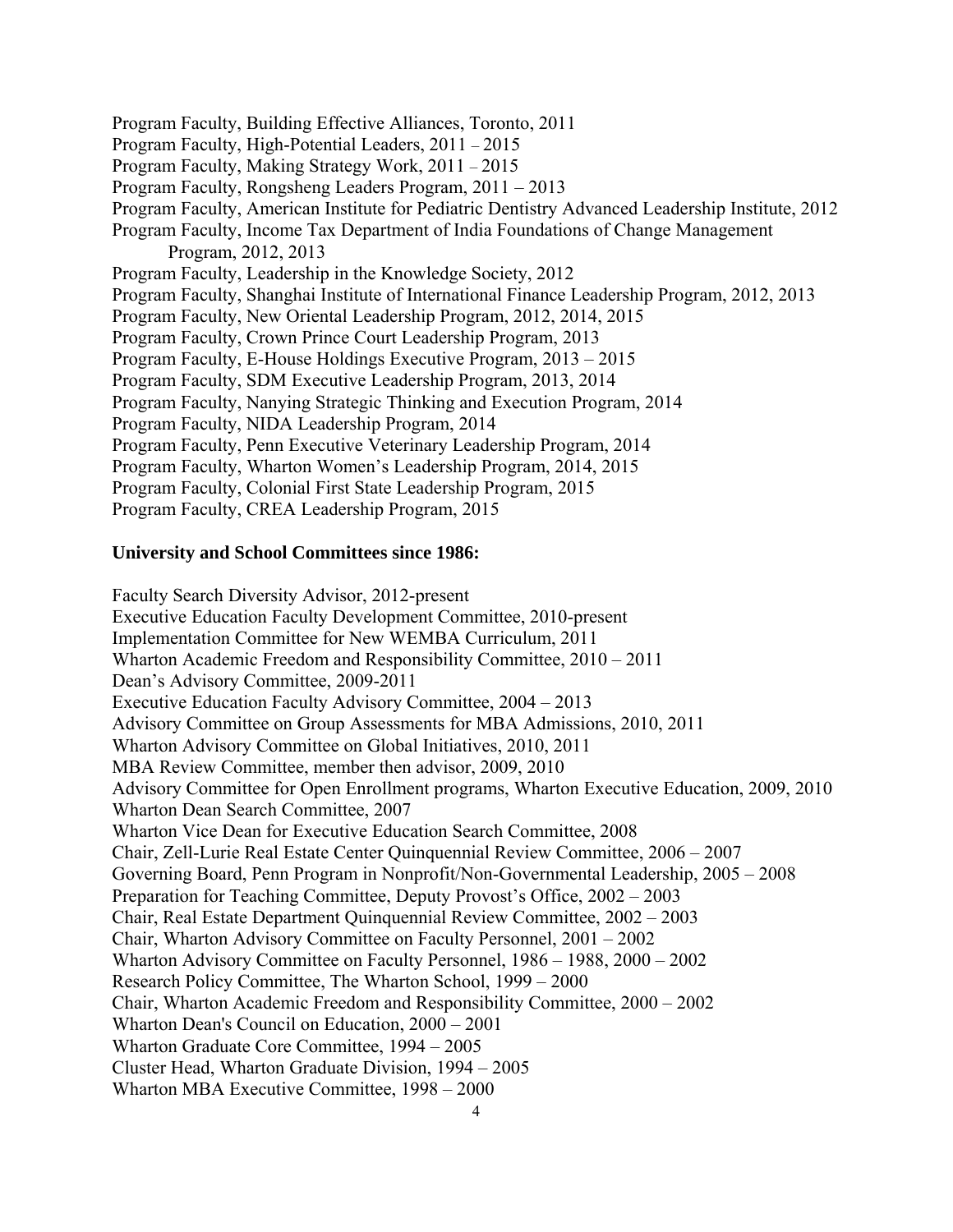Program Faculty, Building Effective Alliances, Toronto, 2011  
Program Faculty, High-Potential Leaders, 2011 – 2015  
Program Faculty, Making Strategy Work, 2011 – 2015  
Program Faculty, Rongsheng Leaders Program, 2011 – 2013  
Program Faculty, American Institute for Pediatric Dentistry Advanced Leadership Institute, 2012  
Program Faculty, Income Tax Department of India Foundations of Change Management Program, 2012, 2013  
Program Faculty, Leadership in the Knowledge Society, 2012  
Program Faculty, Shanghai Institute of International Finance Leadership Program, 2012, 2013  
Program Faculty, New Oriental Leadership Program, 2012, 2014, 2015  
Program Faculty, Crown Prince Court Leadership Program, 2013  
Program Faculty, E-House Holdings Executive Program, 2013 – 2015  
Program Faculty, SDM Executive Leadership Program, 2013, 2014  
Program Faculty, Nanying Strategic Thinking and Execution Program, 2014  
Program Faculty, NIDA Leadership Program, 2014  
Program Faculty, Penn Executive Veterinary Leadership Program, 2014  
Program Faculty, Wharton Women's Leadership Program, 2014, 2015  
Program Faculty, Colonial First State Leadership Program, 2015  
Program Faculty, CREA Leadership Program, 2015

**University and School Committees since 1986:**

Faculty Search Diversity Advisor, 2012-present  
Executive Education Faculty Development Committee, 2010-present  
Implementation Committee for New WEMBA Curriculum, 2011  
Wharton Academic Freedom and Responsibility Committee, 2010 – 2011  
Dean's Advisory Committee, 2009-2011  
Executive Education Faculty Advisory Committee, 2004 – 2013  
Advisory Committee on Group Assessments for MBA Admissions, 2010, 2011  
Wharton Advisory Committee on Global Initiatives, 2010, 2011  
MBA Review Committee, member then advisor, 2009, 2010  
Advisory Committee for Open Enrollment programs, Wharton Executive Education, 2009, 2010  
Wharton Dean Search Committee, 2007  
Wharton Vice Dean for Executive Education Search Committee, 2008  
Chair, Zell-Lurie Real Estate Center Quinquennial Review Committee, 2006 – 2007  
Governing Board, Penn Program in Nonprofit/Non-Governmental Leadership, 2005 – 2008  
Preparation for Teaching Committee, Deputy Provost's Office, 2002 – 2003  
Chair, Real Estate Department Quinquennial Review Committee, 2002 – 2003  
Chair, Wharton Advisory Committee on Faculty Personnel, 2001 – 2002  
Wharton Advisory Committee on Faculty Personnel, 1986 – 1988, 2000 – 2002  
Research Policy Committee, The Wharton School, 1999 – 2000  
Chair, Wharton Academic Freedom and Responsibility Committee, 2000 – 2002  
Wharton Dean's Council on Education, 2000 – 2001  
Wharton Graduate Core Committee, 1994 – 2005  
Cluster Head, Wharton Graduate Division, 1994 – 2005  
Wharton MBA Executive Committee, 1998 – 2000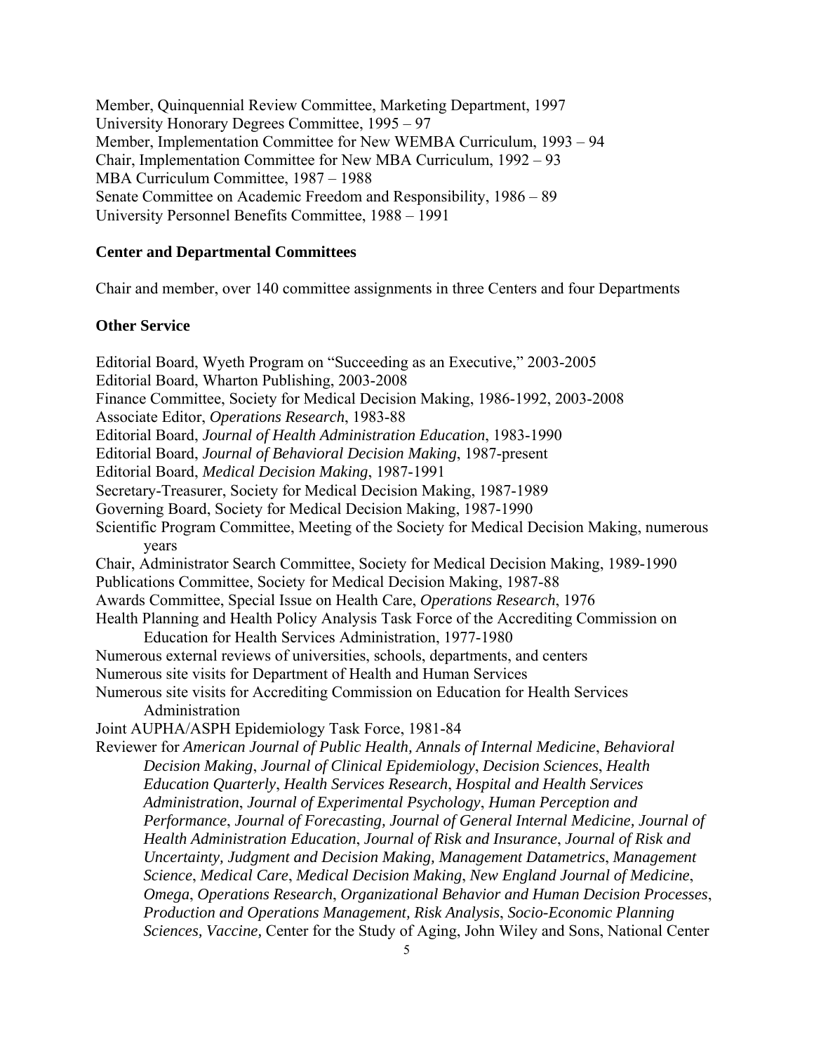Member, Quinquennial Review Committee, Marketing Department, 1997
University Honorary Degrees Committee, 1995 – 97
Member, Implementation Committee for New WEMBA Curriculum, 1993 – 94
Chair, Implementation Committee for New MBA Curriculum, 1992 – 93
MBA Curriculum Committee, 1987 – 1988
Senate Committee on Academic Freedom and Responsibility, 1986 – 89
University Personnel Benefits Committee, 1988 – 1991

**Center and Departmental Committees**

Chair and member, over 140 committee assignments in three Centers and four Departments

**Other Service**

Editorial Board, Wyeth Program on "Succeeding as an Executive," 2003-2005
Editorial Board, Wharton Publishing, 2003-2008
Finance Committee, Society for Medical Decision Making, 1986-1992, 2003-2008
Associate Editor, *Operations Research*, 1983-88
Editorial Board, *Journal of Health Administration Education*, 1983-1990
Editorial Board, *Journal of Behavioral Decision Making*, 1987-present
Editorial Board, *Medical Decision Making*, 1987-1991
Secretary-Treasurer, Society for Medical Decision Making, 1987-1989
Governing Board, Society for Medical Decision Making, 1987-1990
Scientific Program Committee, Meeting of the Society for Medical Decision Making, numerous years
Chair, Administrator Search Committee, Society for Medical Decision Making, 1989-1990
Publications Committee, Society for Medical Decision Making, 1987-88
Awards Committee, Special Issue on Health Care, *Operations Research*, 1976
Health Planning and Health Policy Analysis Task Force of the Accrediting Commission on Education for Health Services Administration, 1977-1980
Numerous external reviews of universities, schools, departments, and centers
Numerous site visits for Department of Health and Human Services
Numerous site visits for Accrediting Commission on Education for Health Services Administration
Joint AUPHA/ASPH Epidemiology Task Force, 1981-84
Reviewer for *American Journal of Public Health, Annals of Internal Medicine*, *Behavioral Decision Making*, *Journal of Clinical Epidemiology*, *Decision Sciences*, *Health Education Quarterly*, *Health Services Research*, *Hospital and Health Services Administration*, *Journal of Experimental Psychology*, *Human Perception and Performance*, *Journal of Forecasting, Journal of General Internal Medicine*, *Journal of Health Administration Education*, *Journal of Risk and Insurance*, *Journal of Risk and Uncertainty, Judgment and Decision Making, Management Datametrics*, *Management Science*, *Medical Care*, *Medical Decision Making*, *New England Journal of Medicine*, *Omega*, *Operations Research*, *Organizational Behavior and Human Decision Processes*, *Production and Operations Management, Risk Analysis*, *Socio-Economic Planning Sciences, Vaccine,* Center for the Study of Aging, John Wiley and Sons, National Center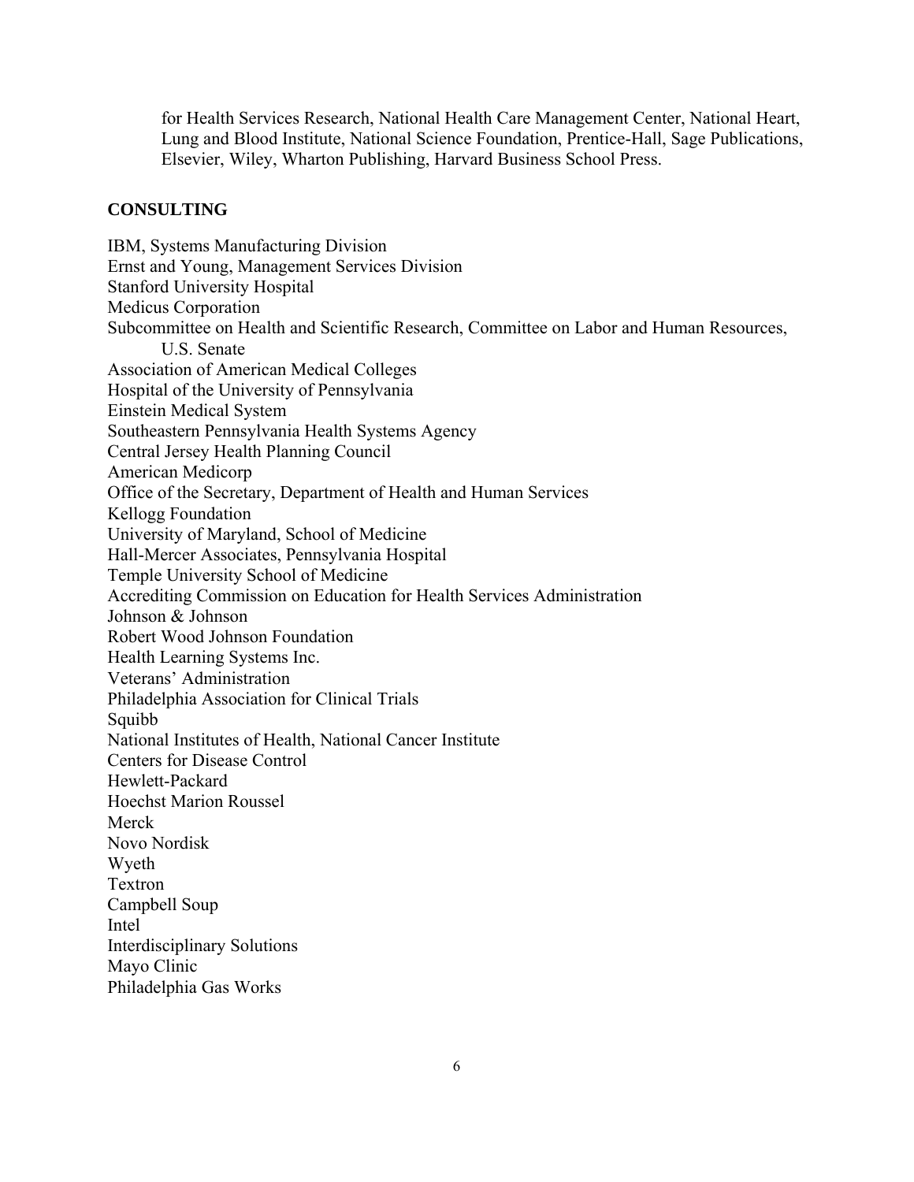for Health Services Research, National Health Care Management Center, National Heart, Lung and Blood Institute, National Science Foundation, Prentice-Hall, Sage Publications, Elsevier, Wiley, Wharton Publishing, Harvard Business School Press.

**CONSULTING**

IBM, Systems Manufacturing Division
Ernst and Young, Management Services Division
Stanford University Hospital
Medicus Corporation
Subcommittee on Health and Scientific Research, Committee on Labor and Human Resources, U.S. Senate
Association of American Medical Colleges
Hospital of the University of Pennsylvania
Einstein Medical System
Southeastern Pennsylvania Health Systems Agency
Central Jersey Health Planning Council
American Medicorp
Office of the Secretary, Department of Health and Human Services
Kellogg Foundation
University of Maryland, School of Medicine
Hall-Mercer Associates, Pennsylvania Hospital
Temple University School of Medicine
Accrediting Commission on Education for Health Services Administration
Johnson & Johnson
Robert Wood Johnson Foundation
Health Learning Systems Inc.
Veterans' Administration
Philadelphia Association for Clinical Trials
Squibb
National Institutes of Health, National Cancer Institute
Centers for Disease Control
Hewlett-Packard
Hoechst Marion Roussel
Merck
Novo Nordisk
Wyeth
Textron
Campbell Soup
Intel
Interdisciplinary Solutions
Mayo Clinic
Philadelphia Gas Works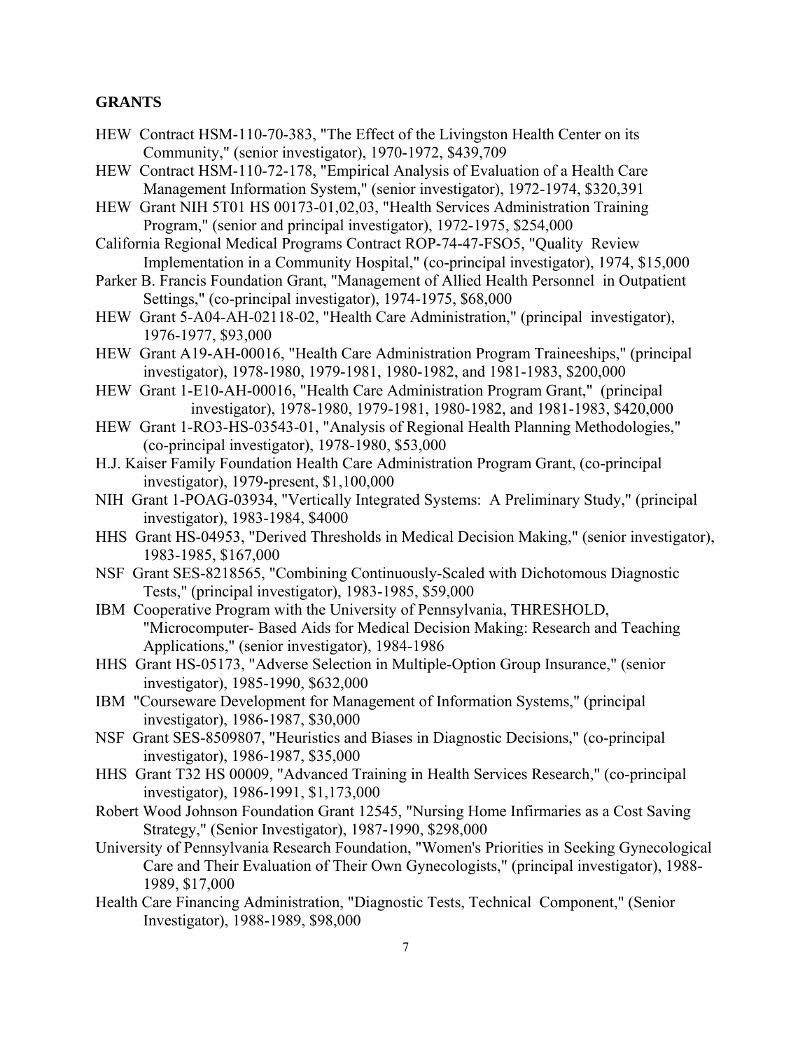## GRANTS

HEW Contract HSM-110-70-383, "The Effect of the Livingston Health Center on its Community," (senior investigator), 1970-1972, $439,709

HEW Contract HSM-110-72-178, "Empirical Analysis of Evaluation of a Health Care Management Information System," (senior investigator), 1972-1974, $320,391

HEW Grant NIH 5T01 HS 00173-01,02,03, "Health Services Administration Training Program," (senior and principal investigator), 1972-1975, $254,000

California Regional Medical Programs Contract ROP-74-47-FSO5, "Quality Review Implementation in a Community Hospital," (co-principal investigator), 1974, $15,000

Parker B. Francis Foundation Grant, "Management of Allied Health Personnel in Outpatient Settings," (co-principal investigator), 1974-1975, $68,000

HEW Grant 5-A04-AH-02118-02, "Health Care Administration," (principal investigator), 1976-1977, $93,000

HEW Grant A19-AH-00016, "Health Care Administration Program Traineeships," (principal investigator), 1978-1980, 1979-1981, 1980-1982, and 1981-1983, $200,000

HEW Grant 1-E10-AH-00016, "Health Care Administration Program Grant," (principal investigator), 1978-1980, 1979-1981, 1980-1982, and 1981-1983, $420,000

HEW Grant 1-RO3-HS-03543-01, "Analysis of Regional Health Planning Methodologies," (co-principal investigator), 1978-1980, $53,000

H.J. Kaiser Family Foundation Health Care Administration Program Grant, (co-principal investigator), 1979-present, $1,100,000

NIH Grant 1-POAG-03934, "Vertically Integrated Systems: A Preliminary Study," (principal investigator), 1983-1984, $4000

HHS Grant HS-04953, "Derived Thresholds in Medical Decision Making," (senior investigator), 1983-1985, $167,000

NSF Grant SES-8218565, "Combining Continuously-Scaled with Dichotomous Diagnostic Tests," (principal investigator), 1983-1985, $59,000

IBM Cooperative Program with the University of Pennsylvania, THRESHOLD, "Microcomputer- Based Aids for Medical Decision Making: Research and Teaching Applications," (senior investigator), 1984-1986

HHS Grant HS-05173, "Adverse Selection in Multiple-Option Group Insurance," (senior investigator), 1985-1990, $632,000

IBM "Courseware Development for Management of Information Systems," (principal investigator), 1986-1987, $30,000

NSF Grant SES-8509807, "Heuristics and Biases in Diagnostic Decisions," (co-principal investigator), 1986-1987, $35,000

HHS Grant T32 HS 00009, "Advanced Training in Health Services Research," (co-principal investigator), 1986-1991, $1,173,000

Robert Wood Johnson Foundation Grant 12545, "Nursing Home Infirmaries as a Cost Saving Strategy," (Senior Investigator), 1987-1990, $298,000

University of Pennsylvania Research Foundation, "Women's Priorities in Seeking Gynecological Care and Their Evaluation of Their Own Gynecologists," (principal investigator), 1988-1989, $17,000

Health Care Financing Administration, "Diagnostic Tests, Technical Component," (Senior Investigator), 1988-1989, $98,000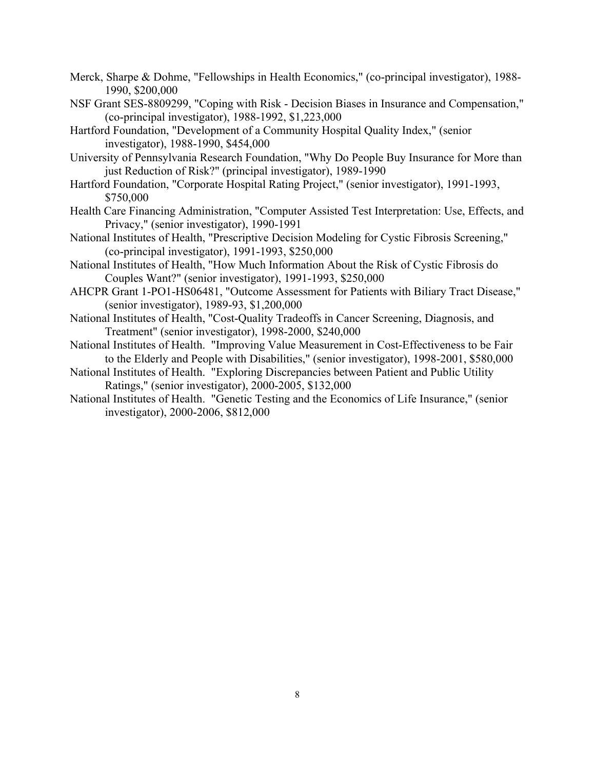Merck, Sharpe & Dohme, "Fellowships in Health Economics," (co-principal investigator), 1988-1990, $200,000

NSF Grant SES-8809299, "Coping with Risk - Decision Biases in Insurance and Compensation," (co-principal investigator), 1988-1992, $1,223,000

Hartford Foundation, "Development of a Community Hospital Quality Index," (senior investigator), 1988-1990, $454,000

University of Pennsylvania Research Foundation, "Why Do People Buy Insurance for More than just Reduction of Risk?" (principal investigator), 1989-1990

Hartford Foundation, "Corporate Hospital Rating Project," (senior investigator), 1991-1993, $750,000

Health Care Financing Administration, "Computer Assisted Test Interpretation: Use, Effects, and Privacy," (senior investigator), 1990-1991

National Institutes of Health, "Prescriptive Decision Modeling for Cystic Fibrosis Screening," (co-principal investigator), 1991-1993, $250,000

National Institutes of Health, "How Much Information About the Risk of Cystic Fibrosis do Couples Want?" (senior investigator), 1991-1993, $250,000

AHCPR Grant 1-PO1-HS06481, "Outcome Assessment for Patients with Biliary Tract Disease," (senior investigator), 1989-93, $1,200,000

National Institutes of Health, "Cost-Quality Tradeoffs in Cancer Screening, Diagnosis, and Treatment" (senior investigator), 1998-2000, $240,000

National Institutes of Health. "Improving Value Measurement in Cost-Effectiveness to be Fair to the Elderly and People with Disabilities," (senior investigator), 1998-2001, $580,000

National Institutes of Health. "Exploring Discrepancies between Patient and Public Utility Ratings," (senior investigator), 2000-2005, $132,000

National Institutes of Health. "Genetic Testing and the Economics of Life Insurance," (senior investigator), 2000-2006, $812,000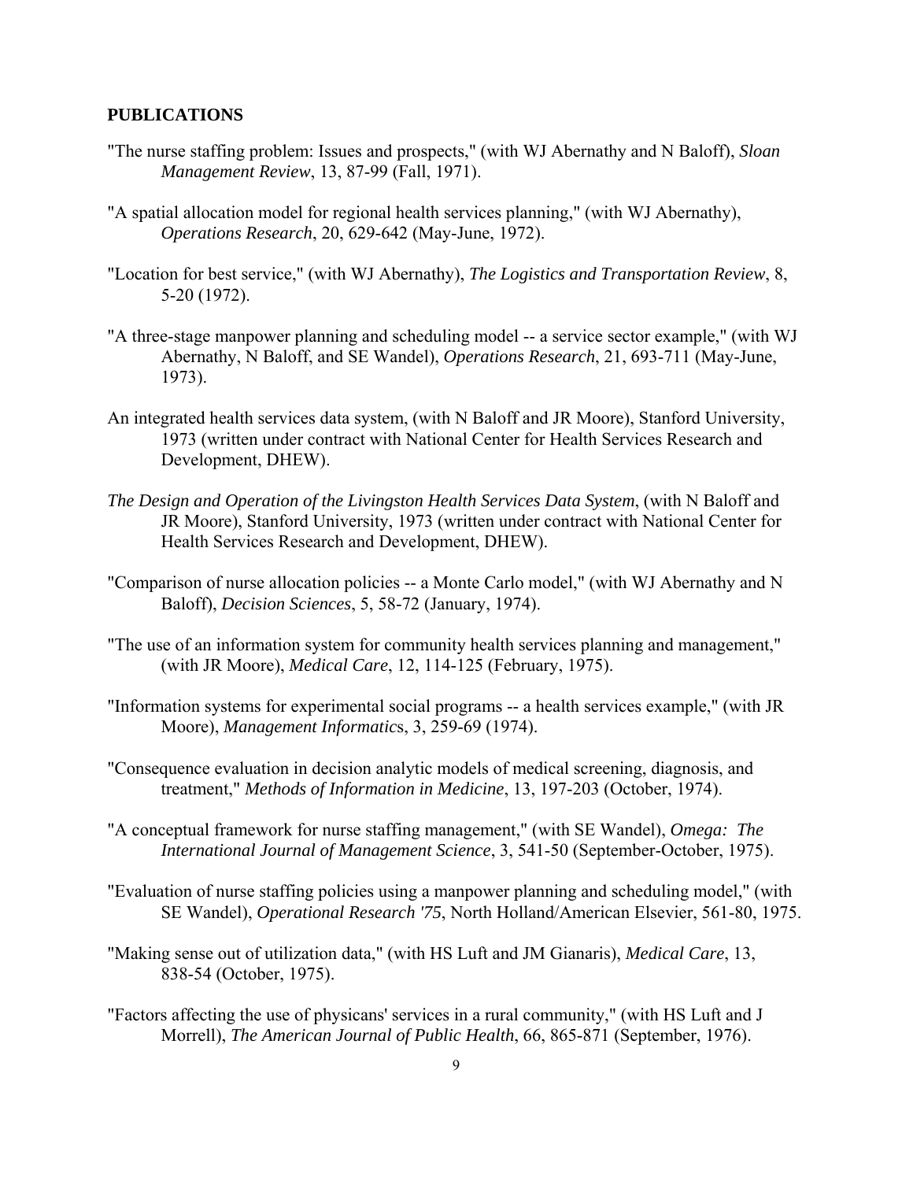## PUBLICATIONS

"The nurse staffing problem: Issues and prospects," (with WJ Abernathy and N Baloff), *Sloan Management Review*, 13, 87-99 (Fall, 1971).

"A spatial allocation model for regional health services planning," (with WJ Abernathy), *Operations Research*, 20, 629-642 (May-June, 1972).

"Location for best service," (with WJ Abernathy), *The Logistics and Transportation Review*, 8, 5-20 (1972).

"A three-stage manpower planning and scheduling model -- a service sector example," (with WJ Abernathy, N Baloff, and SE Wandel), *Operations Research*, 21, 693-711 (May-June, 1973).

An integrated health services data system, (with N Baloff and JR Moore), Stanford University, 1973 (written under contract with National Center for Health Services Research and Development, DHEW).

*The Design and Operation of the Livingston Health Services Data System*, (with N Baloff and JR Moore), Stanford University, 1973 (written under contract with National Center for Health Services Research and Development, DHEW).

"Comparison of nurse allocation policies -- a Monte Carlo model," (with WJ Abernathy and N Baloff), *Decision Sciences*, 5, 58-72 (January, 1974).

"The use of an information system for community health services planning and management," (with JR Moore), *Medical Care*, 12, 114-125 (February, 1975).

"Information systems for experimental social programs -- a health services example," (with JR Moore), *Management Informatics*, 3, 259-69 (1974).

"Consequence evaluation in decision analytic models of medical screening, diagnosis, and treatment," *Methods of Information in Medicine*, 13, 197-203 (October, 1974).

"A conceptual framework for nurse staffing management," (with SE Wandel), *Omega: The International Journal of Management Science*, 3, 541-50 (September-October, 1975).

"Evaluation of nurse staffing policies using a manpower planning and scheduling model," (with SE Wandel), *Operational Research '75*, North Holland/American Elsevier, 561-80, 1975.

"Making sense out of utilization data," (with HS Luft and JM Gianaris), *Medical Care*, 13, 838-54 (October, 1975).

"Factors affecting the use of physicans' services in a rural community," (with HS Luft and J Morrell), *The American Journal of Public Health*, 66, 865-871 (September, 1976).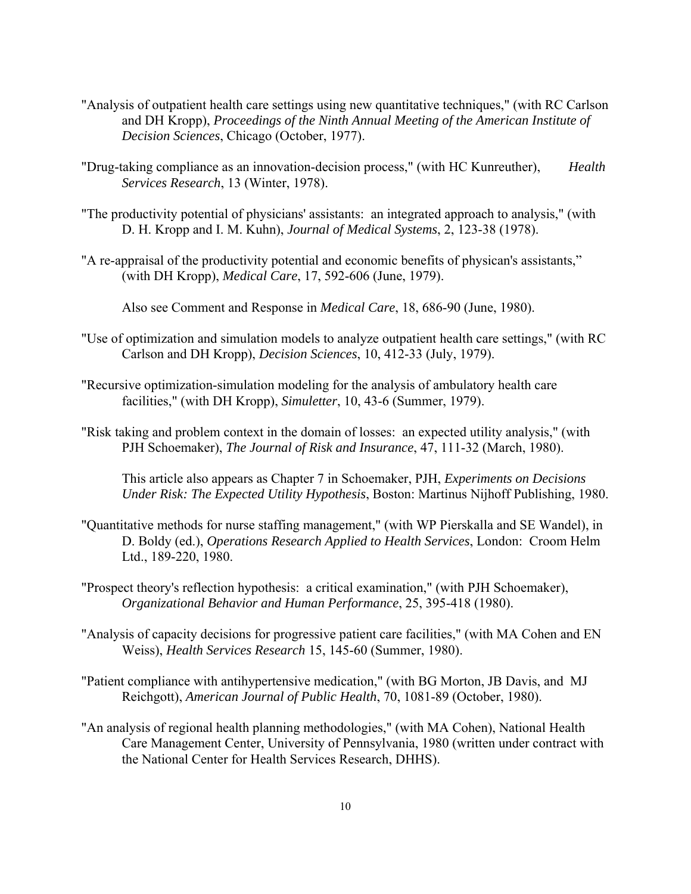"Analysis of outpatient health care settings using new quantitative techniques," (with RC Carlson and DH Kropp), *Proceedings of the Ninth Annual Meeting of the American Institute of Decision Sciences*, Chicago (October, 1977).

"Drug-taking compliance as an innovation-decision process," (with HC Kunreuther), *Health Services Research*, 13 (Winter, 1978).

"The productivity potential of physicians' assistants: an integrated approach to analysis," (with D. H. Kropp and I. M. Kuhn), *Journal of Medical Systems*, 2, 123-38 (1978).

"A re-appraisal of the productivity potential and economic benefits of physican's assistants," (with DH Kropp), *Medical Care*, 17, 592-606 (June, 1979).

Also see Comment and Response in *Medical Care*, 18, 686-90 (June, 1980).

"Use of optimization and simulation models to analyze outpatient health care settings," (with RC Carlson and DH Kropp), *Decision Sciences*, 10, 412-33 (July, 1979).

"Recursive optimization-simulation modeling for the analysis of ambulatory health care facilities," (with DH Kropp), *Simuletter*, 10, 43-6 (Summer, 1979).

"Risk taking and problem context in the domain of losses: an expected utility analysis," (with PJH Schoemaker), *The Journal of Risk and Insurance*, 47, 111-32 (March, 1980).

This article also appears as Chapter 7 in Schoemaker, PJH, *Experiments on Decisions Under Risk: The Expected Utility Hypothesis*, Boston: Martinus Nijhoff Publishing, 1980.

"Quantitative methods for nurse staffing management," (with WP Pierskalla and SE Wandel), in D. Boldy (ed.), *Operations Research Applied to Health Services*, London: Croom Helm Ltd., 189-220, 1980.

"Prospect theory's reflection hypothesis: a critical examination," (with PJH Schoemaker), *Organizational Behavior and Human Performance*, 25, 395-418 (1980).

"Analysis of capacity decisions for progressive patient care facilities," (with MA Cohen and EN Weiss), *Health Services Research* 15, 145-60 (Summer, 1980).

"Patient compliance with antihypertensive medication," (with BG Morton, JB Davis, and MJ Reichgott), *American Journal of Public Health*, 70, 1081-89 (October, 1980).

"An analysis of regional health planning methodologies," (with MA Cohen), National Health Care Management Center, University of Pennsylvania, 1980 (written under contract with the National Center for Health Services Research, DHHS).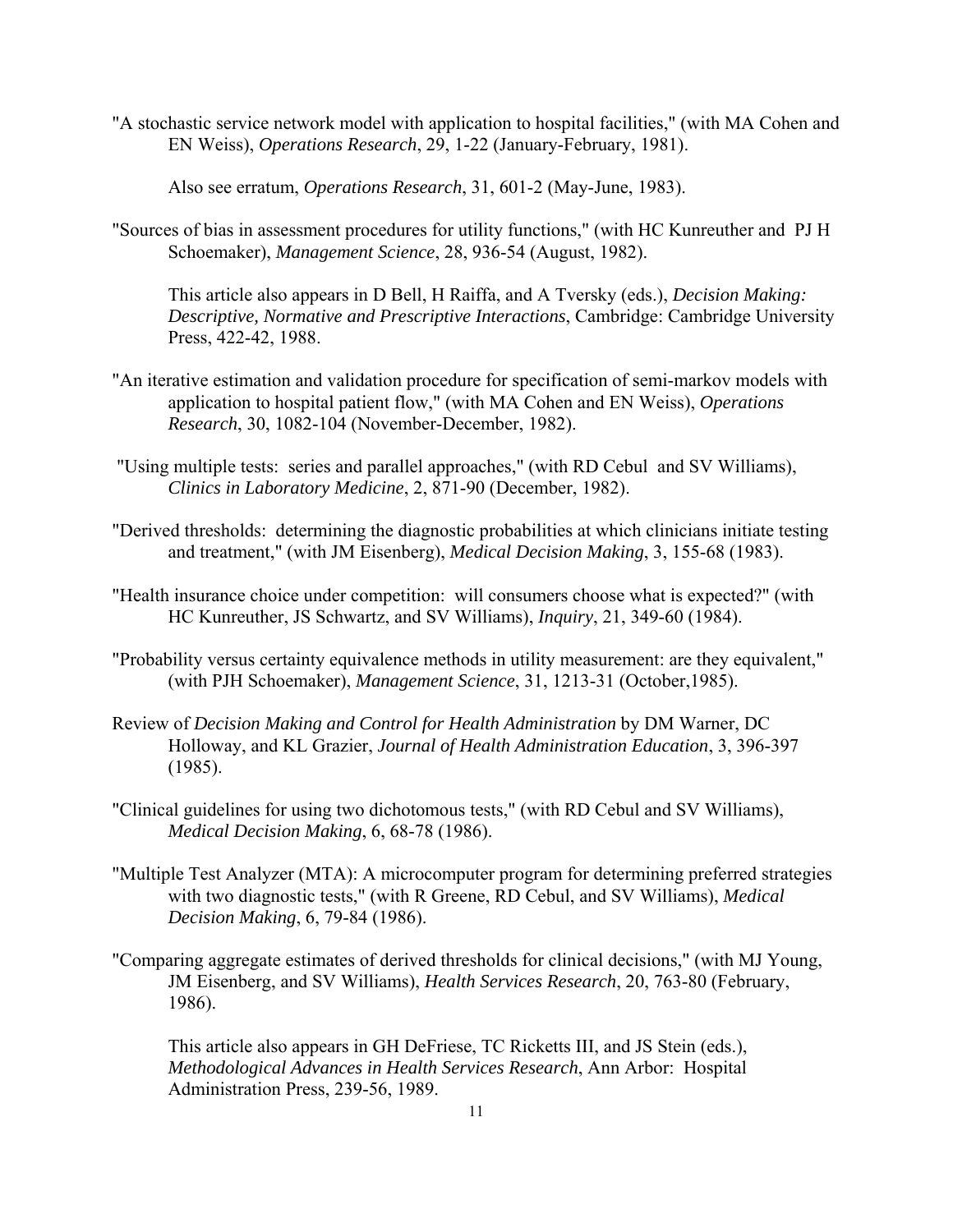"A stochastic service network model with application to hospital facilities," (with MA Cohen and EN Weiss), *Operations Research*, 29, 1-22 (January-February, 1981).

Also see erratum, *Operations Research*, 31, 601-2 (May-June, 1983).

"Sources of bias in assessment procedures for utility functions," (with HC Kunreuther and PJ H Schoemaker), *Management Science*, 28, 936-54 (August, 1982).

This article also appears in D Bell, H Raiffa, and A Tversky (eds.), *Decision Making: Descriptive, Normative and Prescriptive Interactions*, Cambridge: Cambridge University Press, 422-42, 1988.

"An iterative estimation and validation procedure for specification of semi-markov models with application to hospital patient flow," (with MA Cohen and EN Weiss), *Operations Research*, 30, 1082-104 (November-December, 1982).

"Using multiple tests: series and parallel approaches," (with RD Cebul and SV Williams), *Clinics in Laboratory Medicine*, 2, 871-90 (December, 1982).

"Derived thresholds: determining the diagnostic probabilities at which clinicians initiate testing and treatment," (with JM Eisenberg), *Medical Decision Making*, 3, 155-68 (1983).

"Health insurance choice under competition: will consumers choose what is expected?" (with HC Kunreuther, JS Schwartz, and SV Williams), *Inquiry*, 21, 349-60 (1984).

"Probability versus certainty equivalence methods in utility measurement: are they equivalent," (with PJH Schoemaker), *Management Science*, 31, 1213-31 (October,1985).

Review of *Decision Making and Control for Health Administration* by DM Warner, DC Holloway, and KL Grazier, *Journal of Health Administration Education*, 3, 396-397 (1985).

"Clinical guidelines for using two dichotomous tests," (with RD Cebul and SV Williams), *Medical Decision Making*, 6, 68-78 (1986).

"Multiple Test Analyzer (MTA): A microcomputer program for determining preferred strategies with two diagnostic tests," (with R Greene, RD Cebul, and SV Williams), *Medical Decision Making*, 6, 79-84 (1986).

"Comparing aggregate estimates of derived thresholds for clinical decisions," (with MJ Young, JM Eisenberg, and SV Williams), *Health Services Research*, 20, 763-80 (February, 1986).

This article also appears in GH DeFriese, TC Ricketts III, and JS Stein (eds.), *Methodological Advances in Health Services Research*, Ann Arbor: Hospital Administration Press, 239-56, 1989.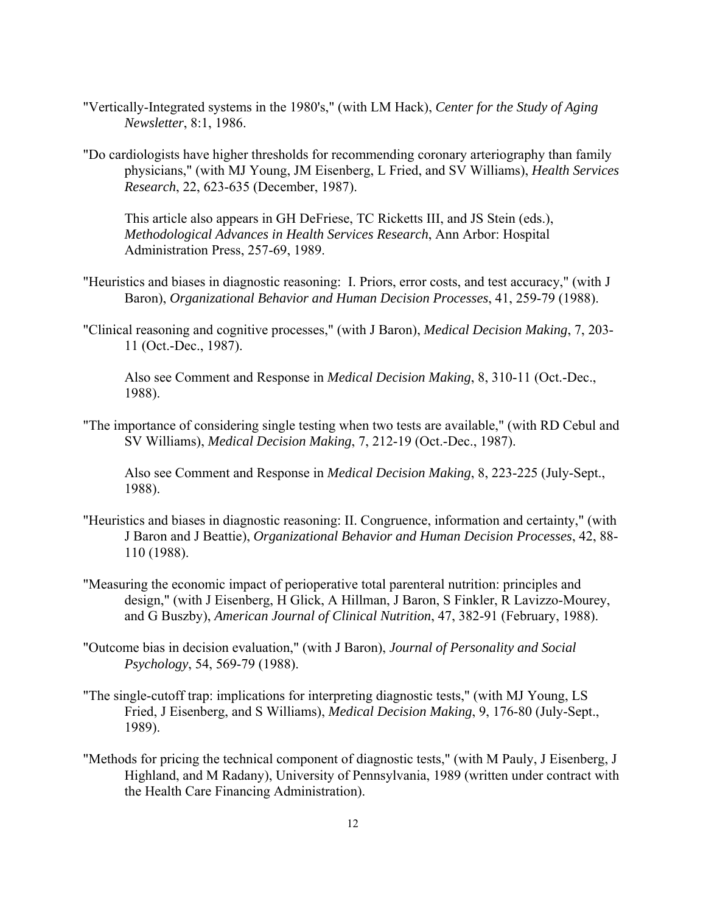"Vertically-Integrated systems in the 1980's," (with LM Hack), *Center for the Study of Aging Newsletter*, 8:1, 1986.

"Do cardiologists have higher thresholds for recommending coronary arteriography than family physicians," (with MJ Young, JM Eisenberg, L Fried, and SV Williams), *Health Services Research*, 22, 623-635 (December, 1987).

This article also appears in GH DeFriese, TC Ricketts III, and JS Stein (eds.), *Methodological Advances in Health Services Research*, Ann Arbor: Hospital Administration Press, 257-69, 1989.

"Heuristics and biases in diagnostic reasoning: I. Priors, error costs, and test accuracy," (with J Baron), *Organizational Behavior and Human Decision Processes*, 41, 259-79 (1988).

"Clinical reasoning and cognitive processes," (with J Baron), *Medical Decision Making*, 7, 203-11 (Oct.-Dec., 1987).

Also see Comment and Response in *Medical Decision Making*, 8, 310-11 (Oct.-Dec., 1988).

"The importance of considering single testing when two tests are available," (with RD Cebul and SV Williams), *Medical Decision Making*, 7, 212-19 (Oct.-Dec., 1987).

Also see Comment and Response in *Medical Decision Making*, 8, 223-225 (July-Sept., 1988).

"Heuristics and biases in diagnostic reasoning: II. Congruence, information and certainty," (with J Baron and J Beattie), *Organizational Behavior and Human Decision Processes*, 42, 88-110 (1988).

"Measuring the economic impact of perioperative total parenteral nutrition: principles and design," (with J Eisenberg, H Glick, A Hillman, J Baron, S Finkler, R Lavizzo-Mourey, and G Buszby), *American Journal of Clinical Nutrition*, 47, 382-91 (February, 1988).

"Outcome bias in decision evaluation," (with J Baron), *Journal of Personality and Social Psychology*, 54, 569-79 (1988).

"The single-cutoff trap: implications for interpreting diagnostic tests," (with MJ Young, LS Fried, J Eisenberg, and S Williams), *Medical Decision Making*, 9, 176-80 (July-Sept., 1989).

"Methods for pricing the technical component of diagnostic tests," (with M Pauly, J Eisenberg, J Highland, and M Radany), University of Pennsylvania, 1989 (written under contract with the Health Care Financing Administration).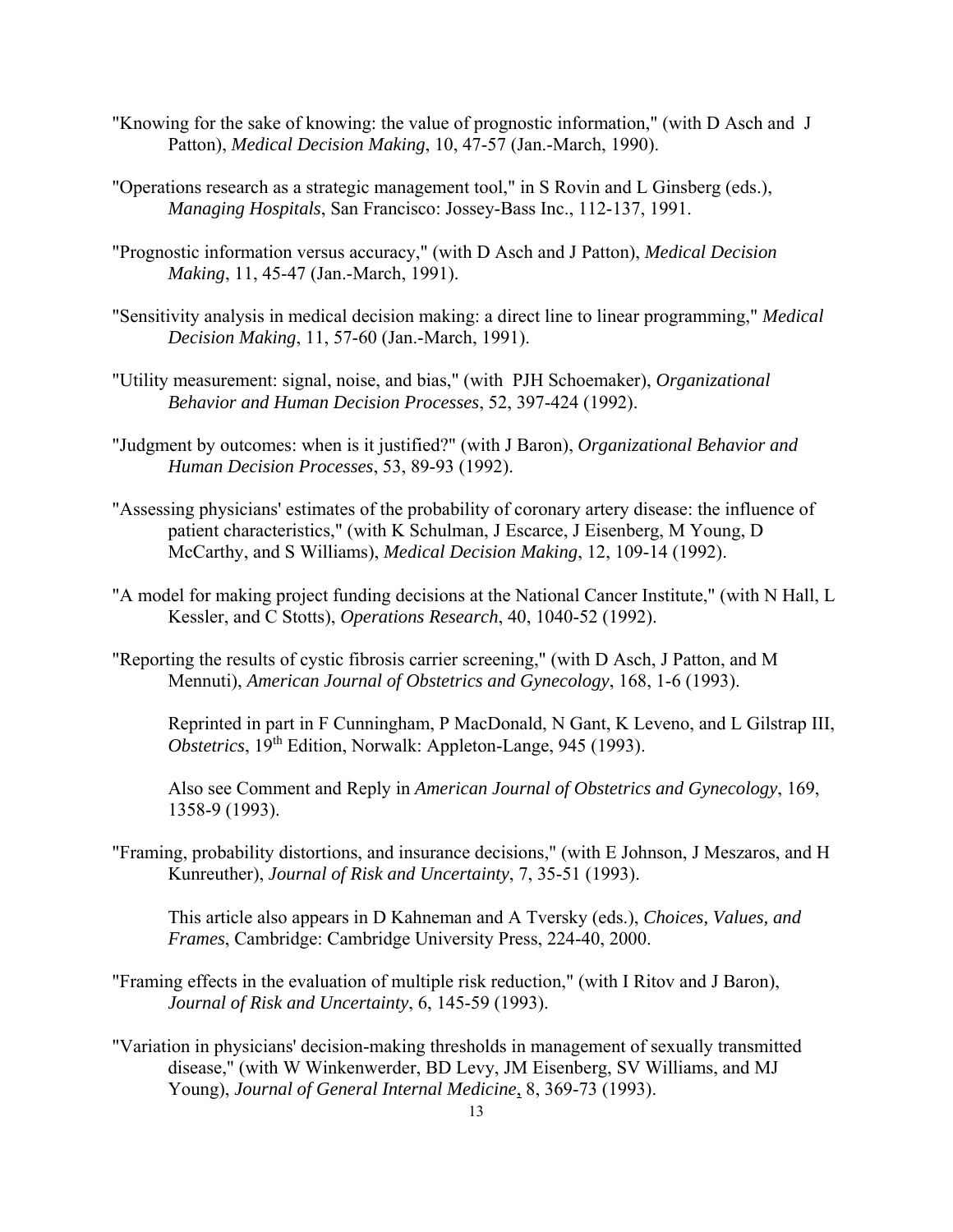"Knowing for the sake of knowing: the value of prognostic information," (with D Asch and J Patton), *Medical Decision Making*, 10, 47-57 (Jan.-March, 1990).

"Operations research as a strategic management tool," in S Rovin and L Ginsberg (eds.), *Managing Hospitals*, San Francisco: Jossey-Bass Inc., 112-137, 1991.

"Prognostic information versus accuracy," (with D Asch and J Patton), *Medical Decision Making*, 11, 45-47 (Jan.-March, 1991).

"Sensitivity analysis in medical decision making: a direct line to linear programming," *Medical Decision Making*, 11, 57-60 (Jan.-March, 1991).

"Utility measurement: signal, noise, and bias," (with PJH Schoemaker), *Organizational Behavior and Human Decision Processes*, 52, 397-424 (1992).

"Judgment by outcomes: when is it justified?" (with J Baron), *Organizational Behavior and Human Decision Processes*, 53, 89-93 (1992).

"Assessing physicians' estimates of the probability of coronary artery disease: the influence of patient characteristics," (with K Schulman, J Escarce, J Eisenberg, M Young, D McCarthy, and S Williams), *Medical Decision Making*, 12, 109-14 (1992).

"A model for making project funding decisions at the National Cancer Institute," (with N Hall, L Kessler, and C Stotts), *Operations Research*, 40, 1040-52 (1992).

"Reporting the results of cystic fibrosis carrier screening," (with D Asch, J Patton, and M Mennuti), *American Journal of Obstetrics and Gynecology*, 168, 1-6 (1993).

Reprinted in part in F Cunningham, P MacDonald, N Gant, K Leveno, and L Gilstrap III, *Obstetrics*, 19th Edition, Norwalk: Appleton-Lange, 945 (1993).

Also see Comment and Reply in *American Journal of Obstetrics and Gynecology*, 169, 1358-9 (1993).

"Framing, probability distortions, and insurance decisions," (with E Johnson, J Meszaros, and H Kunreuther), *Journal of Risk and Uncertainty*, 7, 35-51 (1993).

This article also appears in D Kahneman and A Tversky (eds.), *Choices, Values, and Frames*, Cambridge: Cambridge University Press, 224-40, 2000.

"Framing effects in the evaluation of multiple risk reduction," (with I Ritov and J Baron), *Journal of Risk and Uncertainty*, 6, 145-59 (1993).

"Variation in physicians' decision-making thresholds in management of sexually transmitted disease," (with W Winkenwerder, BD Levy, JM Eisenberg, SV Williams, and MJ Young), *Journal of General Internal Medicine*, 8, 369-73 (1993).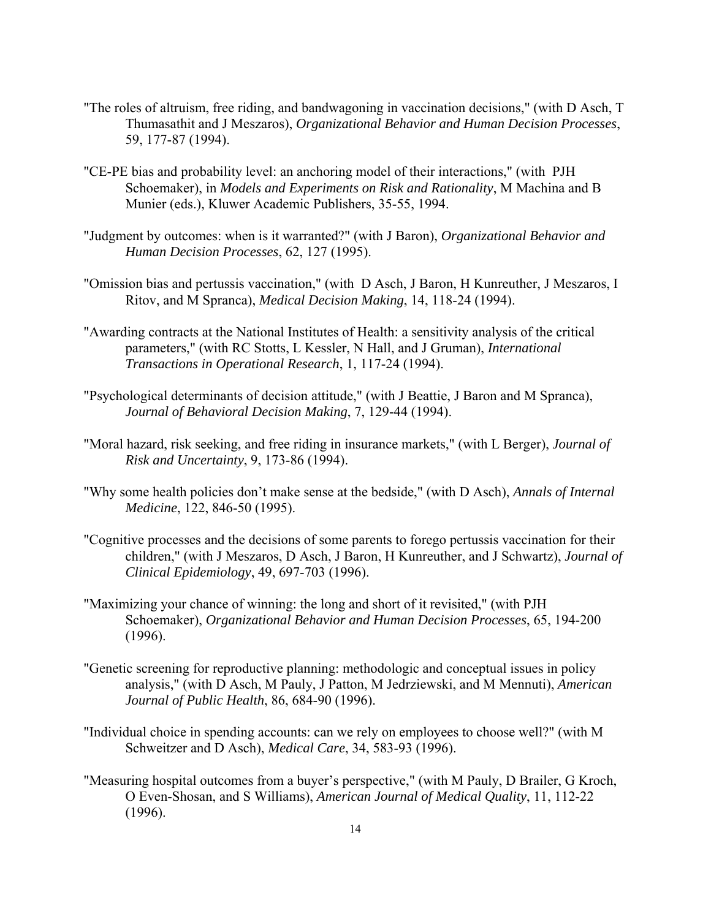"The roles of altruism, free riding, and bandwagoning in vaccination decisions," (with D Asch, T Thumasathit and J Meszaros), *Organizational Behavior and Human Decision Processes*, 59, 177-87 (1994).

"CE-PE bias and probability level: an anchoring model of their interactions," (with PJH Schoemaker), in *Models and Experiments on Risk and Rationality*, M Machina and B Munier (eds.), Kluwer Academic Publishers, 35-55, 1994.

"Judgment by outcomes: when is it warranted?" (with J Baron), *Organizational Behavior and Human Decision Processes*, 62, 127 (1995).

"Omission bias and pertussis vaccination," (with D Asch, J Baron, H Kunreuther, J Meszaros, I Ritov, and M Spranca), *Medical Decision Making*, 14, 118-24 (1994).

"Awarding contracts at the National Institutes of Health: a sensitivity analysis of the critical parameters," (with RC Stotts, L Kessler, N Hall, and J Gruman), *International Transactions in Operational Research*, 1, 117-24 (1994).

"Psychological determinants of decision attitude," (with J Beattie, J Baron and M Spranca), *Journal of Behavioral Decision Making*, 7, 129-44 (1994).

"Moral hazard, risk seeking, and free riding in insurance markets," (with L Berger), *Journal of Risk and Uncertainty*, 9, 173-86 (1994).

"Why some health policies don't make sense at the bedside," (with D Asch), *Annals of Internal Medicine*, 122, 846-50 (1995).

"Cognitive processes and the decisions of some parents to forego pertussis vaccination for their children," (with J Meszaros, D Asch, J Baron, H Kunreuther, and J Schwartz), *Journal of Clinical Epidemiology*, 49, 697-703 (1996).

"Maximizing your chance of winning: the long and short of it revisited," (with PJH Schoemaker), *Organizational Behavior and Human Decision Processes*, 65, 194-200 (1996).

"Genetic screening for reproductive planning: methodologic and conceptual issues in policy analysis," (with D Asch, M Pauly, J Patton, M Jedrziewski, and M Mennuti), *American Journal of Public Health*, 86, 684-90 (1996).

"Individual choice in spending accounts: can we rely on employees to choose well?" (with M Schweitzer and D Asch), *Medical Care*, 34, 583-93 (1996).

"Measuring hospital outcomes from a buyer's perspective," (with M Pauly, D Brailer, G Kroch, O Even-Shosan, and S Williams), *American Journal of Medical Quality*, 11, 112-22 (1996).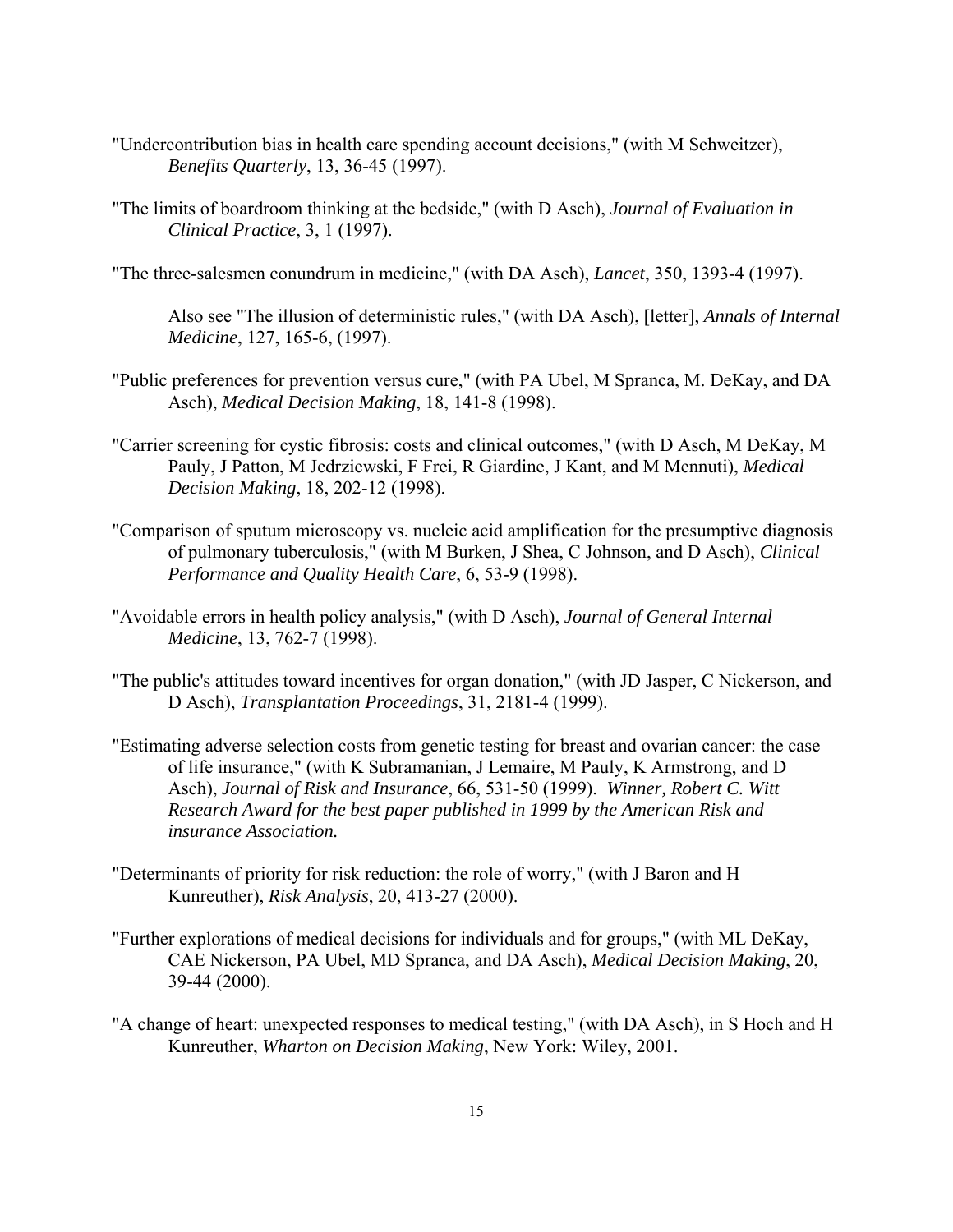"Undercontribution bias in health care spending account decisions," (with M Schweitzer), *Benefits Quarterly*, 13, 36-45 (1997).

"The limits of boardroom thinking at the bedside," (with D Asch), *Journal of Evaluation in Clinical Practice*, 3, 1 (1997).

"The three-salesmen conundrum in medicine," (with DA Asch), *Lancet*, 350, 1393-4 (1997).

Also see "The illusion of deterministic rules," (with DA Asch), [letter], *Annals of Internal Medicine*, 127, 165-6, (1997).

"Public preferences for prevention versus cure," (with PA Ubel, M Spranca, M. DeKay, and DA Asch), *Medical Decision Making*, 18, 141-8 (1998).

"Carrier screening for cystic fibrosis: costs and clinical outcomes," (with D Asch, M DeKay, M Pauly, J Patton, M Jedrziewski, F Frei, R Giardine, J Kant, and M Mennuti), *Medical Decision Making*, 18, 202-12 (1998).

"Comparison of sputum microscopy vs. nucleic acid amplification for the presumptive diagnosis of pulmonary tuberculosis," (with M Burken, J Shea, C Johnson, and D Asch), *Clinical Performance and Quality Health Care*, 6, 53-9 (1998).

"Avoidable errors in health policy analysis," (with D Asch), *Journal of General Internal Medicine*, 13, 762-7 (1998).

"The public's attitudes toward incentives for organ donation," (with JD Jasper, C Nickerson, and D Asch), *Transplantation Proceedings*, 31, 2181-4 (1999).

"Estimating adverse selection costs from genetic testing for breast and ovarian cancer: the case of life insurance," (with K Subramanian, J Lemaire, M Pauly, K Armstrong, and D Asch), *Journal of Risk and Insurance*, 66, 531-50 (1999). ***Winner, Robert C. Witt Research Award for the best paper published in 1999 by the American Risk and insurance Association.***

"Determinants of priority for risk reduction: the role of worry," (with J Baron and H Kunreuther), *Risk Analysis*, 20, 413-27 (2000).

"Further explorations of medical decisions for individuals and for groups," (with ML DeKay, CAE Nickerson, PA Ubel, MD Spranca, and DA Asch), *Medical Decision Making*, 20, 39-44 (2000).

"A change of heart: unexpected responses to medical testing," (with DA Asch), in S Hoch and H Kunreuther, *Wharton on Decision Making*, New York: Wiley, 2001.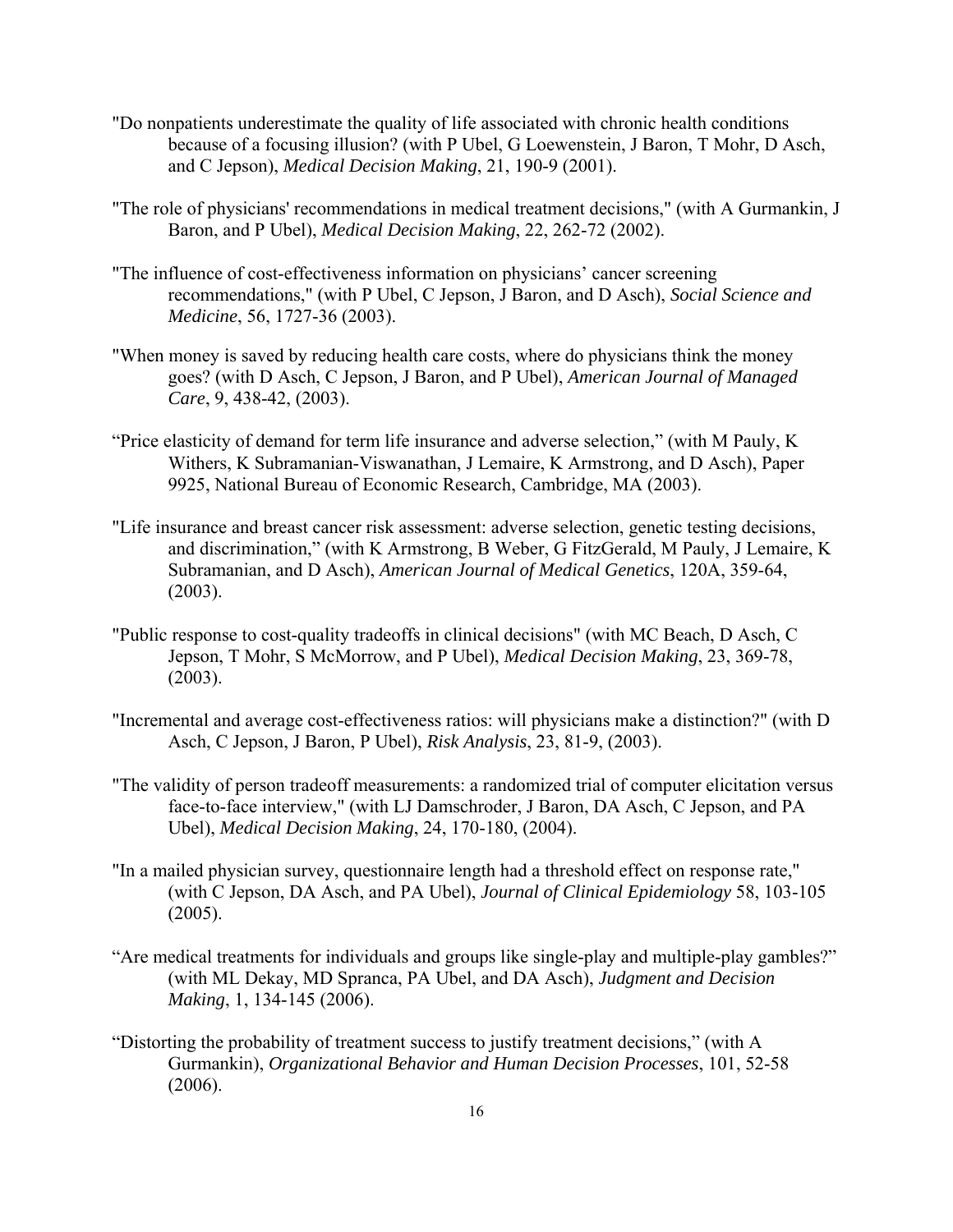"Do nonpatients underestimate the quality of life associated with chronic health conditions because of a focusing illusion? (with P Ubel, G Loewenstein, J Baron, T Mohr, D Asch, and C Jepson), *Medical Decision Making*, 21, 190-9 (2001).

"The role of physicians' recommendations in medical treatment decisions," (with A Gurmankin, J Baron, and P Ubel), *Medical Decision Making*, 22, 262-72 (2002).

"The influence of cost-effectiveness information on physicians' cancer screening recommendations," (with P Ubel, C Jepson, J Baron, and D Asch), *Social Science and Medicine*, 56, 1727-36 (2003).

"When money is saved by reducing health care costs, where do physicians think the money goes? (with D Asch, C Jepson, J Baron, and P Ubel), *American Journal of Managed Care*, 9, 438-42, (2003).

"Price elasticity of demand for term life insurance and adverse selection," (with M Pauly, K Withers, K Subramanian-Viswanathan, J Lemaire, K Armstrong, and D Asch), Paper 9925, National Bureau of Economic Research, Cambridge, MA (2003).

"Life insurance and breast cancer risk assessment: adverse selection, genetic testing decisions, and discrimination," (with K Armstrong, B Weber, G FitzGerald, M Pauly, J Lemaire, K Subramanian, and D Asch), *American Journal of Medical Genetics*, 120A, 359-64, (2003).

"Public response to cost-quality tradeoffs in clinical decisions" (with MC Beach, D Asch, C Jepson, T Mohr, S McMorrow, and P Ubel), *Medical Decision Making*, 23, 369-78, (2003).

"Incremental and average cost-effectiveness ratios: will physicians make a distinction?" (with D Asch, C Jepson, J Baron, P Ubel), *Risk Analysis*, 23, 81-9, (2003).

"The validity of person tradeoff measurements: a randomized trial of computer elicitation versus face-to-face interview," (with LJ Damschroder, J Baron, DA Asch, C Jepson, and PA Ubel), *Medical Decision Making*, 24, 170-180, (2004).

"In a mailed physician survey, questionnaire length had a threshold effect on response rate," (with C Jepson, DA Asch, and PA Ubel), *Journal of Clinical Epidemiology* 58, 103-105 (2005).

"Are medical treatments for individuals and groups like single-play and multiple-play gambles?" (with ML Dekay, MD Spranca, PA Ubel, and DA Asch), *Judgment and Decision Making*, 1, 134-145 (2006).

"Distorting the probability of treatment success to justify treatment decisions," (with A Gurmankin), *Organizational Behavior and Human Decision Processes*, 101, 52-58 (2006).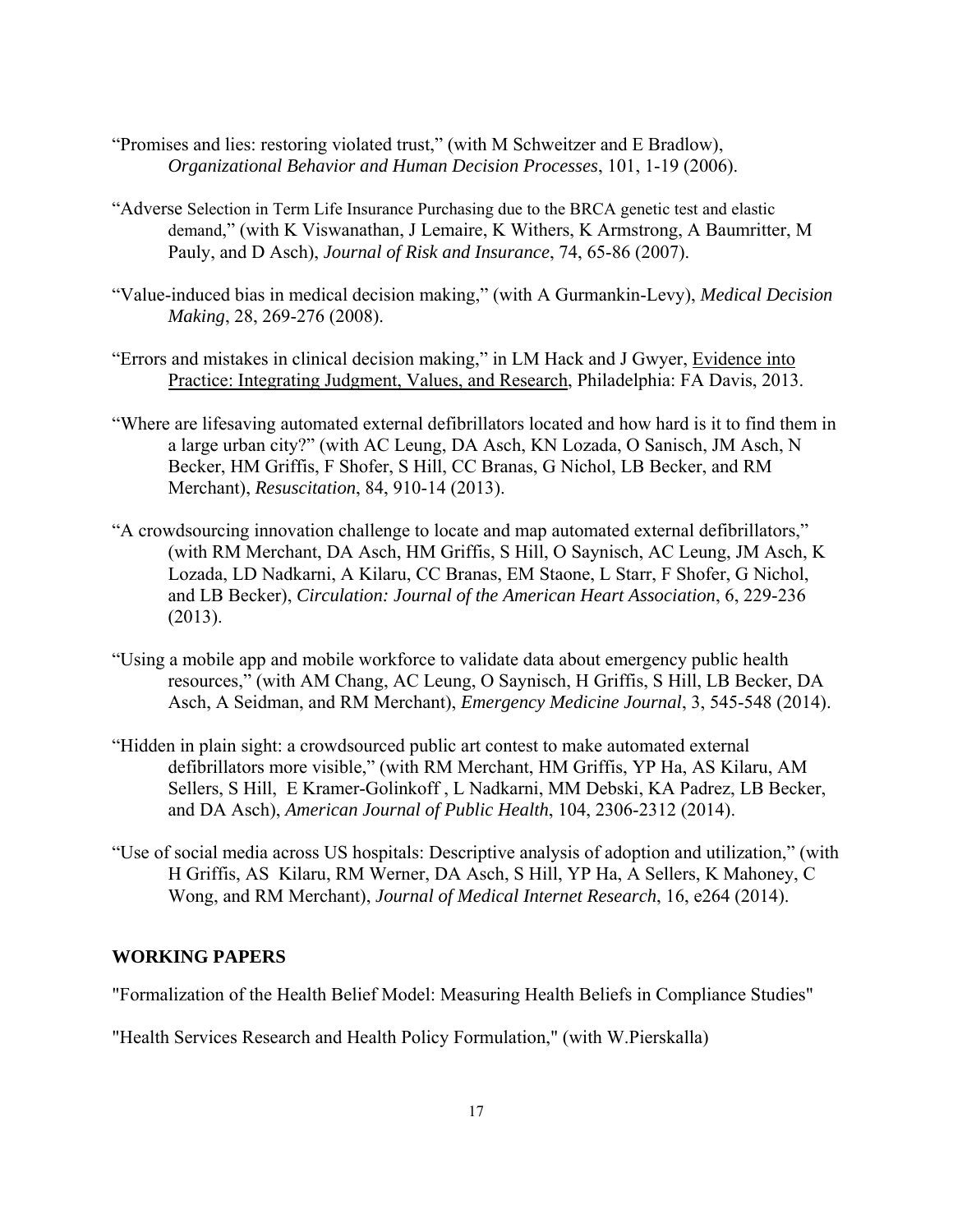"Promises and lies: restoring violated trust," (with M Schweitzer and E Bradlow), *Organizational Behavior and Human Decision Processes*, 101, 1-19 (2006).

"Adverse Selection in Term Life Insurance Purchasing due to the BRCA genetic test and elastic demand," (with K Viswanathan, J Lemaire, K Withers, K Armstrong, A Baumritter, M Pauly, and D Asch), *Journal of Risk and Insurance*, 74, 65-86 (2007).

"Value-induced bias in medical decision making," (with A Gurmankin-Levy), *Medical Decision Making*, 28, 269-276 (2008).

"Errors and mistakes in clinical decision making," in LM Hack and J Gwyer, Evidence into Practice: Integrating Judgment, Values, and Research, Philadelphia: FA Davis, 2013.

"Where are lifesaving automated external defibrillators located and how hard is it to find them in a large urban city?" (with AC Leung, DA Asch, KN Lozada, O Sanisch, JM Asch, N Becker, HM Griffis, F Shofer, S Hill, CC Branas, G Nichol, LB Becker, and RM Merchant), *Resuscitation*, 84, 910-14 (2013).

"A crowdsourcing innovation challenge to locate and map automated external defibrillators," (with RM Merchant, DA Asch, HM Griffis, S Hill, O Saynisch, AC Leung, JM Asch, K Lozada, LD Nadkarni, A Kilaru, CC Branas, EM Staone, L Starr, F Shofer, G Nichol, and LB Becker), *Circulation: Journal of the American Heart Association*, 6, 229-236 (2013).

"Using a mobile app and mobile workforce to validate data about emergency public health resources," (with AM Chang, AC Leung, O Saynisch, H Griffis, S Hill, LB Becker, DA Asch, A Seidman, and RM Merchant), *Emergency Medicine Journal*, 3, 545-548 (2014).

"Hidden in plain sight: a crowdsourced public art contest to make automated external defibrillators more visible," (with RM Merchant, HM Griffis, YP Ha, AS Kilaru, AM Sellers, S Hill, E Kramer-Golinkoff , L Nadkarni, MM Debski, KA Padrez, LB Becker, and DA Asch), *American Journal of Public Health*, 104, 2306-2312 (2014).

"Use of social media across US hospitals: Descriptive analysis of adoption and utilization," (with H Griffis, AS Kilaru, RM Werner, DA Asch, S Hill, YP Ha, A Sellers, K Mahoney, C Wong, and RM Merchant), *Journal of Medical Internet Research*, 16, e264 (2014).

## WORKING PAPERS

"Formalization of the Health Belief Model: Measuring Health Beliefs in Compliance Studies"

"Health Services Research and Health Policy Formulation," (with W.Pierskalla)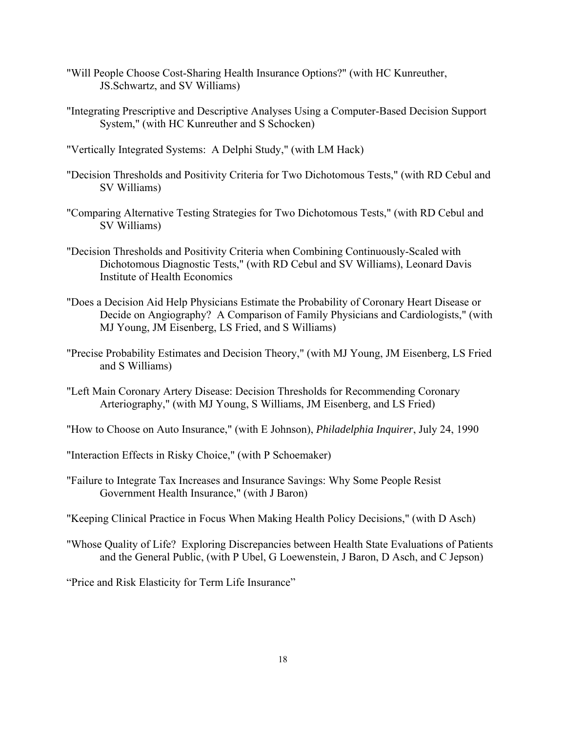"Will People Choose Cost-Sharing Health Insurance Options?" (with HC Kunreuther, JS.Schwartz, and SV Williams)

"Integrating Prescriptive and Descriptive Analyses Using a Computer-Based Decision Support System," (with HC Kunreuther and S Schocken)

"Vertically Integrated Systems: A Delphi Study," (with LM Hack)

"Decision Thresholds and Positivity Criteria for Two Dichotomous Tests," (with RD Cebul and SV Williams)

"Comparing Alternative Testing Strategies for Two Dichotomous Tests," (with RD Cebul and SV Williams)

"Decision Thresholds and Positivity Criteria when Combining Continuously-Scaled with Dichotomous Diagnostic Tests," (with RD Cebul and SV Williams), Leonard Davis Institute of Health Economics

"Does a Decision Aid Help Physicians Estimate the Probability of Coronary Heart Disease or Decide on Angiography? A Comparison of Family Physicians and Cardiologists," (with MJ Young, JM Eisenberg, LS Fried, and S Williams)

"Precise Probability Estimates and Decision Theory," (with MJ Young, JM Eisenberg, LS Fried and S Williams)

"Left Main Coronary Artery Disease: Decision Thresholds for Recommending Coronary Arteriography," (with MJ Young, S Williams, JM Eisenberg, and LS Fried)

"How to Choose on Auto Insurance," (with E Johnson), *Philadelphia Inquirer*, July 24, 1990

"Interaction Effects in Risky Choice," (with P Schoemaker)

"Failure to Integrate Tax Increases and Insurance Savings: Why Some People Resist Government Health Insurance," (with J Baron)

"Keeping Clinical Practice in Focus When Making Health Policy Decisions," (with D Asch)

"Whose Quality of Life? Exploring Discrepancies between Health State Evaluations of Patients and the General Public, (with P Ubel, G Loewenstein, J Baron, D Asch, and C Jepson)

"Price and Risk Elasticity for Term Life Insurance"